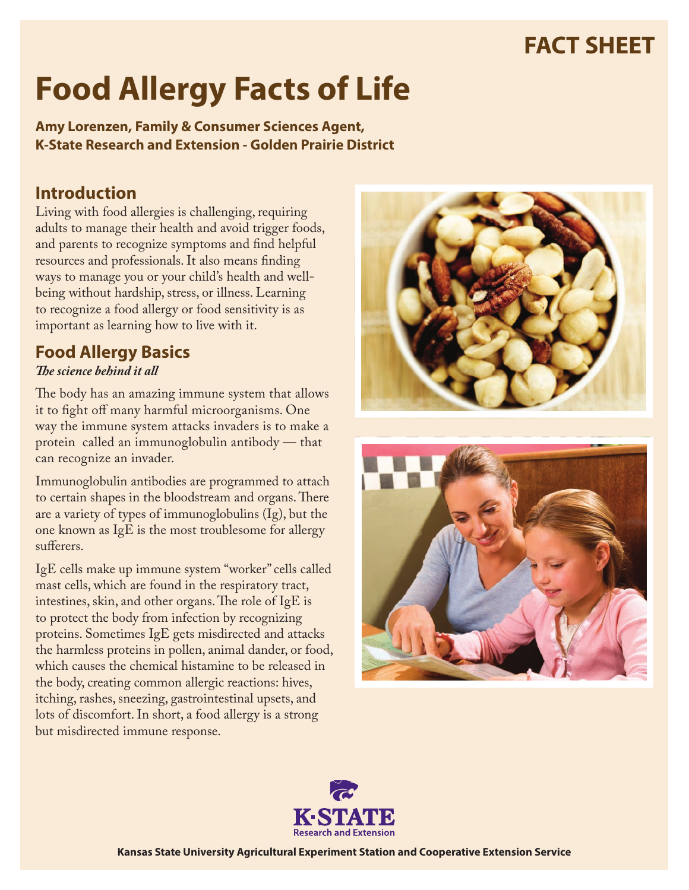FACT SHEET

# Food Allergy Facts of Life

**Amy Lorenzen, Family & Consumer Sciences Agent,**
**K-State Research and Extension - Golden Prairie District**

## Introduction

Living with food allergies is challenging, requiring adults to manage their health and avoid trigger foods, and parents to recognize symptoms and find helpful resources and professionals. It also means finding ways to manage you or your child's health and well-being without hardship, stress, or illness. Learning to recognize a food allergy or food sensitivity is as important as learning how to live with it.

## Food Allergy Basics

***The science behind it all***

The body has an amazing immune system that allows it to fight off many harmful microorganisms. One way the immune system attacks invaders is to make a protein called an immunoglobulin antibody — that can recognize an invader.

Immunoglobulin antibodies are programmed to attach to certain shapes in the bloodstream and organs. There are a variety of types of immunoglobulins (Ig), but the one known as IgE is the most troublesome for allergy sufferers.

IgE cells make up immune system "worker" cells called mast cells, which are found in the respiratory tract, intestines, skin, and other organs. The role of IgE is to protect the body from infection by recognizing proteins. Sometimes IgE gets misdirected and attacks the harmless proteins in pollen, animal dander, or food, which causes the chemical histamine to be released in the body, creating common allergic reactions: hives, itching, rashes, sneezing, gastrointestinal upsets, and lots of discomfort. In short, a food allergy is a strong but misdirected immune response.

K·STATE Research and Extension

Kansas State University Agricultural Experiment Station and Cooperative Extension Service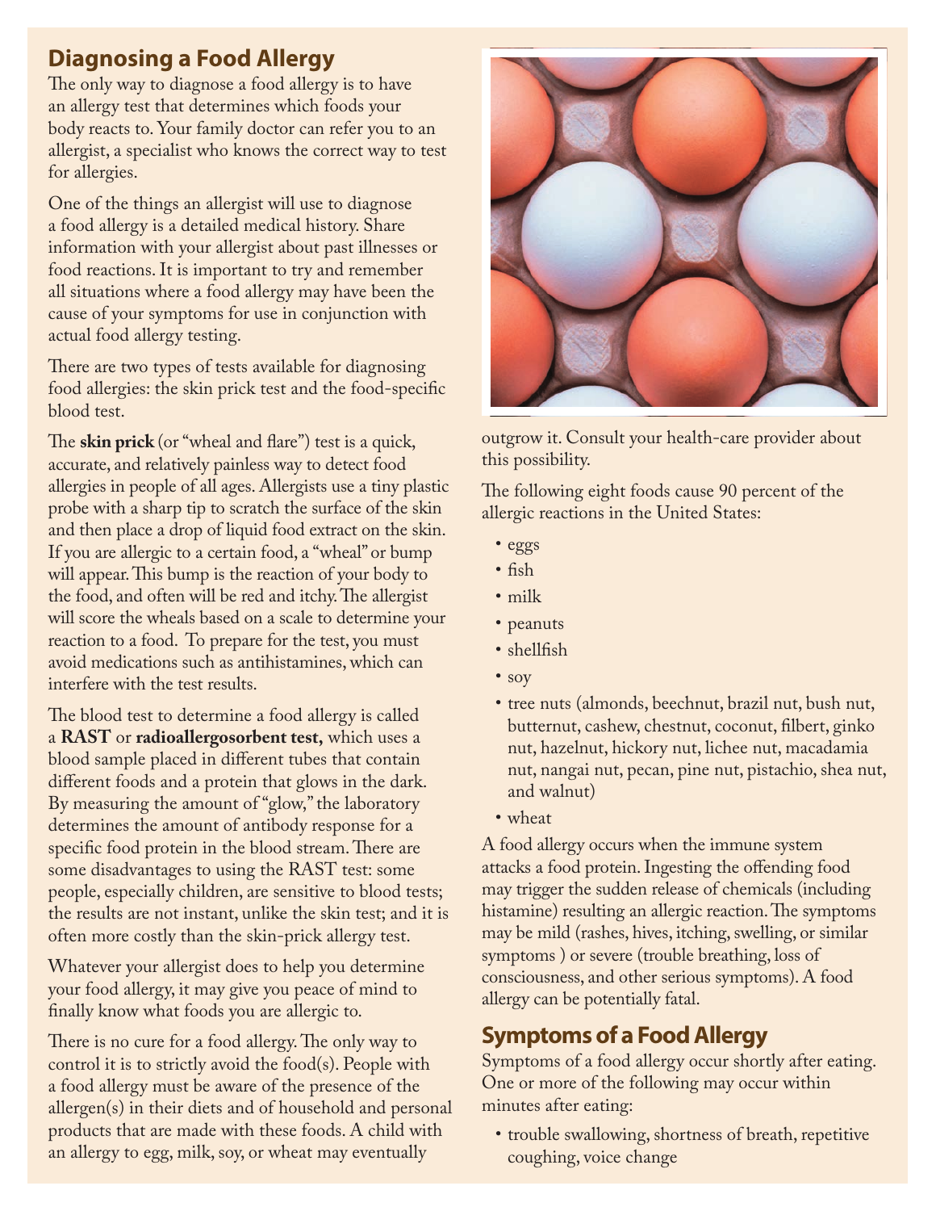## Diagnosing a Food Allergy

The only way to diagnose a food allergy is to have an allergy test that determines which foods your body reacts to. Your family doctor can refer you to an allergist, a specialist who knows the correct way to test for allergies.

One of the things an allergist will use to diagnose a food allergy is a detailed medical history. Share information with your allergist about past illnesses or food reactions. It is important to try and remember all situations where a food allergy may have been the cause of your symptoms for use in conjunction with actual food allergy testing.

There are two types of tests available for diagnosing food allergies: the skin prick test and the food-specific blood test.

The **skin prick** (or "wheal and flare") test is a quick, accurate, and relatively painless way to detect food allergies in people of all ages. Allergists use a tiny plastic probe with a sharp tip to scratch the surface of the skin and then place a drop of liquid food extract on the skin. If you are allergic to a certain food, a "wheal" or bump will appear. This bump is the reaction of your body to the food, and often will be red and itchy. The allergist will score the wheals based on a scale to determine your reaction to a food. To prepare for the test, you must avoid medications such as antihistamines, which can interfere with the test results.

The blood test to determine a food allergy is called a **RAST** or **radioallergosorbent test,** which uses a blood sample placed in different tubes that contain different foods and a protein that glows in the dark. By measuring the amount of "glow," the laboratory determines the amount of antibody response for a specific food protein in the blood stream. There are some disadvantages to using the RAST test: some people, especially children, are sensitive to blood tests; the results are not instant, unlike the skin test; and it is often more costly than the skin-prick allergy test.

Whatever your allergist does to help you determine your food allergy, it may give you peace of mind to finally know what foods you are allergic to.

There is no cure for a food allergy. The only way to control it is to strictly avoid the food(s). People with a food allergy must be aware of the presence of the allergen(s) in their diets and of household and personal products that are made with these foods. A child with an allergy to egg, milk, soy, or wheat may eventually outgrow it. Consult your health-care provider about this possibility.

The following eight foods cause 90 percent of the allergic reactions in the United States:

- eggs
- fish
- milk
- peanuts
- shellfish
- soy
- tree nuts (almonds, beechnut, brazil nut, bush nut, butternut, cashew, chestnut, coconut, filbert, ginko nut, hazelnut, hickory nut, lichee nut, macadamia nut, nangai nut, pecan, pine nut, pistachio, shea nut, and walnut)
- wheat

A food allergy occurs when the immune system attacks a food protein. Ingesting the offending food may trigger the sudden release of chemicals (including histamine) resulting an allergic reaction. The symptoms may be mild (rashes, hives, itching, swelling, or similar symptoms ) or severe (trouble breathing, loss of consciousness, and other serious symptoms). A food allergy can be potentially fatal.

## Symptoms of a Food Allergy

Symptoms of a food allergy occur shortly after eating. One or more of the following may occur within minutes after eating:

- trouble swallowing, shortness of breath, repetitive coughing, voice change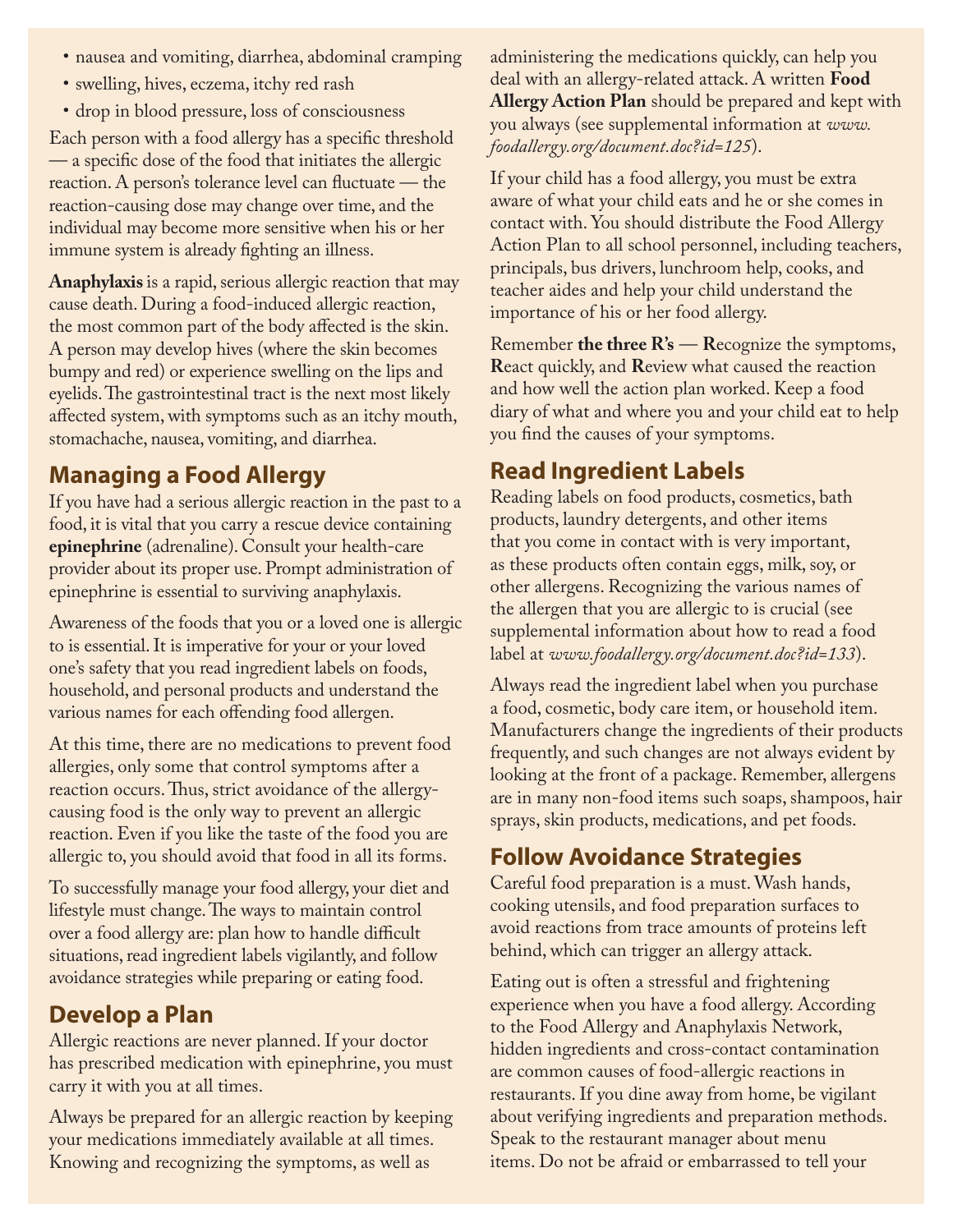- nausea and vomiting, diarrhea, abdominal cramping
- swelling, hives, eczema, itchy red rash
- drop in blood pressure, loss of consciousness

Each person with a food allergy has a specific threshold — a specific dose of the food that initiates the allergic reaction. A person's tolerance level can fluctuate — the reaction-causing dose may change over time, and the individual may become more sensitive when his or her immune system is already fighting an illness.

**Anaphylaxis** is a rapid, serious allergic reaction that may cause death. During a food-induced allergic reaction, the most common part of the body affected is the skin. A person may develop hives (where the skin becomes bumpy and red) or experience swelling on the lips and eyelids. The gastrointestinal tract is the next most likely affected system, with symptoms such as an itchy mouth, stomachache, nausea, vomiting, and diarrhea.

## Managing a Food Allergy

If you have had a serious allergic reaction in the past to a food, it is vital that you carry a rescue device containing **epinephrine** (adrenaline). Consult your health-care provider about its proper use. Prompt administration of epinephrine is essential to surviving anaphylaxis.

Awareness of the foods that you or a loved one is allergic to is essential. It is imperative for your or your loved one's safety that you read ingredient labels on foods, household, and personal products and understand the various names for each offending food allergen.

At this time, there are no medications to prevent food allergies, only some that control symptoms after a reaction occurs. Thus, strict avoidance of the allergy-causing food is the only way to prevent an allergic reaction. Even if you like the taste of the food you are allergic to, you should avoid that food in all its forms.

To successfully manage your food allergy, your diet and lifestyle must change. The ways to maintain control over a food allergy are: plan how to handle difficult situations, read ingredient labels vigilantly, and follow avoidance strategies while preparing or eating food.

## Develop a Plan

Allergic reactions are never planned. If your doctor has prescribed medication with epinephrine, you must carry it with you at all times.

Always be prepared for an allergic reaction by keeping your medications immediately available at all times. Knowing and recognizing the symptoms, as well as administering the medications quickly, can help you deal with an allergy-related attack. A written **Food Allergy Action Plan** should be prepared and kept with you always (see supplemental information at *www.foodallergy.org/document.doc?id=125*).

If your child has a food allergy, you must be extra aware of what your child eats and he or she comes in contact with. You should distribute the Food Allergy Action Plan to all school personnel, including teachers, principals, bus drivers, lunchroom help, cooks, and teacher aides and help your child understand the importance of his or her food allergy.

Remember **the three R's** — **R**ecognize the symptoms, **R**eact quickly, and **R**eview what caused the reaction and how well the action plan worked. Keep a food diary of what and where you and your child eat to help you find the causes of your symptoms.

## Read Ingredient Labels

Reading labels on food products, cosmetics, bath products, laundry detergents, and other items that you come in contact with is very important, as these products often contain eggs, milk, soy, or other allergens. Recognizing the various names of the allergen that you are allergic to is crucial (see supplemental information about how to read a food label at *www.foodallergy.org/document.doc?id=133*).

Always read the ingredient label when you purchase a food, cosmetic, body care item, or household item. Manufacturers change the ingredients of their products frequently, and such changes are not always evident by looking at the front of a package. Remember, allergens are in many non-food items such soaps, shampoos, hair sprays, skin products, medications, and pet foods.

## Follow Avoidance Strategies

Careful food preparation is a must. Wash hands, cooking utensils, and food preparation surfaces to avoid reactions from trace amounts of proteins left behind, which can trigger an allergy attack.

Eating out is often a stressful and frightening experience when you have a food allergy. According to the Food Allergy and Anaphylaxis Network, hidden ingredients and cross-contact contamination are common causes of food-allergic reactions in restaurants. If you dine away from home, be vigilant about verifying ingredients and preparation methods. Speak to the restaurant manager about menu items. Do not be afraid or embarrassed to tell your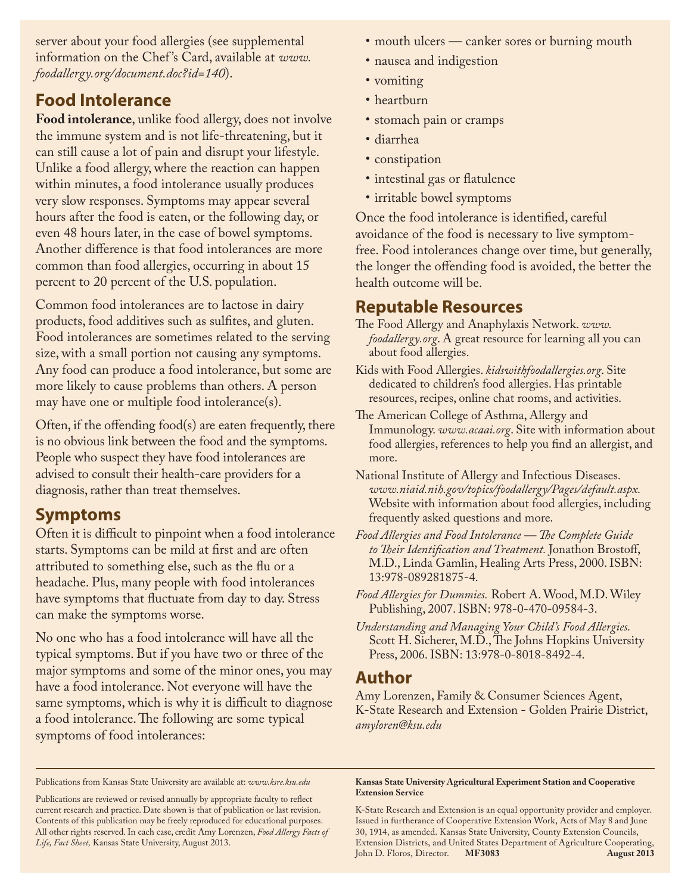server about your food allergies (see supplemental information on the Chef's Card, available at *www.foodallergy.org/document.doc?id=140*).

## Food Intolerance

**Food intolerance**, unlike food allergy, does not involve the immune system and is not life-threatening, but it can still cause a lot of pain and disrupt your lifestyle. Unlike a food allergy, where the reaction can happen within minutes, a food intolerance usually produces very slow responses. Symptoms may appear several hours after the food is eaten, or the following day, or even 48 hours later, in the case of bowel symptoms. Another difference is that food intolerances are more common than food allergies, occurring in about 15 percent to 20 percent of the U.S. population.

Common food intolerances are to lactose in dairy products, food additives such as sulfites, and gluten. Food intolerances are sometimes related to the serving size, with a small portion not causing any symptoms. Any food can produce a food intolerance, but some are more likely to cause problems than others. A person may have one or multiple food intolerance(s).

Often, if the offending food(s) are eaten frequently, there is no obvious link between the food and the symptoms. People who suspect they have food intolerances are advised to consult their health-care providers for a diagnosis, rather than treat themselves.

## Symptoms

Often it is difficult to pinpoint when a food intolerance starts. Symptoms can be mild at first and are often attributed to something else, such as the flu or a headache. Plus, many people with food intolerances have symptoms that fluctuate from day to day. Stress can make the symptoms worse.

No one who has a food intolerance will have all the typical symptoms. But if you have two or three of the major symptoms and some of the minor ones, you may have a food intolerance. Not everyone will have the same symptoms, which is why it is difficult to diagnose a food intolerance. The following are some typical symptoms of food intolerances:

- mouth ulcers — canker sores or burning mouth
- nausea and indigestion
- vomiting
- heartburn
- stomach pain or cramps
- diarrhea
- constipation
- intestinal gas or flatulence
- irritable bowel symptoms

Once the food intolerance is identified, careful avoidance of the food is necessary to live symptom-free. Food intolerances change over time, but generally, the longer the offending food is avoided, the better the health outcome will be.

## Reputable Resources

The Food Allergy and Anaphylaxis Network. *www.foodallergy.org*. A great resource for learning all you can about food allergies.

Kids with Food Allergies. *kidswithfoodallergies.org*. Site dedicated to children's food allergies. Has printable resources, recipes, online chat rooms, and activities.

The American College of Asthma, Allergy and Immunology. *www.acaai.org*. Site with information about food allergies, references to help you find an allergist, and more.

National Institute of Allergy and Infectious Diseases. *www.niaid.nih.gov/topics/foodallergy/Pages/default.aspx.* Website with information about food allergies, including frequently asked questions and more.

*Food Allergies and Food Intolerance — The Complete Guide to Their Identification and Treatment.* Jonathon Brostoff, M.D., Linda Gamlin, Healing Arts Press, 2000. ISBN: 13:978-089281875-4.

*Food Allergies for Dummies.* Robert A. Wood, M.D. Wiley Publishing, 2007. ISBN: 978-0-470-09584-3.

*Understanding and Managing Your Child's Food Allergies.* Scott H. Sicherer, M.D., The Johns Hopkins University Press, 2006. ISBN: 13:978-0-8018-8492-4.

## Author

Amy Lorenzen, Family & Consumer Sciences Agent, K-State Research and Extension - Golden Prairie District, *amyloren@ksu.edu*

---

Publications from Kansas State University are available at: *www.ksre.ksu.edu*

Publications are reviewed or revised annually by appropriate faculty to reflect current research and practice. Date shown is that of publication or last revision. Contents of this publication may be freely reproduced for educational purposes. All other rights reserved. In each case, credit Amy Lorenzen, *Food Allergy Facts of Life, Fact Sheet,* Kansas State University, August 2013.

**Kansas State University Agricultural Experiment Station and Cooperative Extension Service**

K-State Research and Extension is an equal opportunity provider and employer. Issued in furtherance of Cooperative Extension Work, Acts of May 8 and June 30, 1914, as amended. Kansas State University, County Extension Councils, Extension Districts, and United States Department of Agriculture Cooperating, John D. Floros, Director. **MF3083** **August 2013**